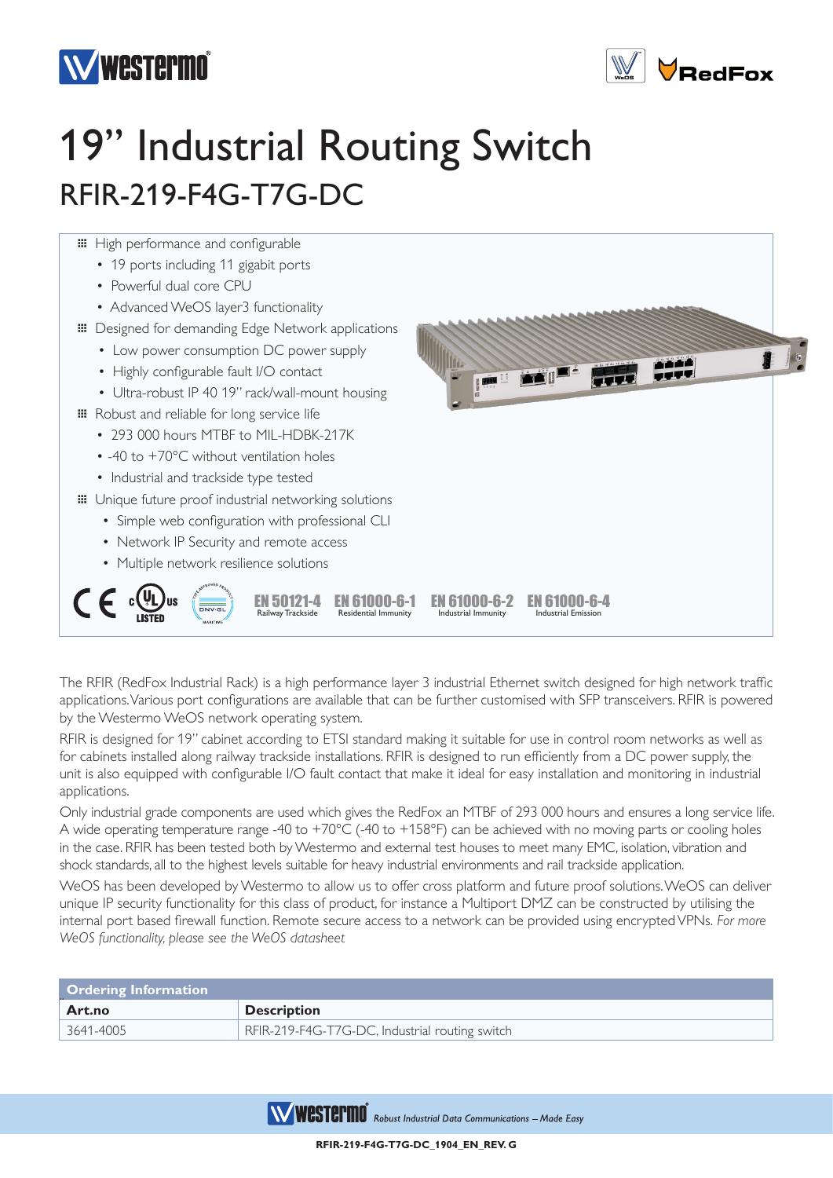# 19" Industrial Routing Switch

## RFIR-219-F4G-T7G-DC

- High performance and configurable
  - 19 ports including 11 gigabit ports
  - Powerful dual core CPU
  - Advanced WeOS layer3 functionality
- Designed for demanding Edge Network applications
  - Low power consumption DC power supply
  - Highly configurable fault I/O contact
  - Ultra-robust IP 40 19" rack/wall-mount housing
- Robust and reliable for long service life
  - 293 000 hours MTBF to MIL-HDBK-217K
  - -40 to +70°C without ventilation holes
  - Industrial and trackside type tested
- Unique future proof industrial networking solutions
  - Simple web configuration with professional CLI
  - Network IP Security and remote access
  - Multiple network resilience solutions

EN 50121-4 Railway Trackside | EN 61000-6-1 Residential Immunity | EN 61000-6-2 Industrial Immunity | EN 61000-6-4 Industrial Emission

The RFIR (RedFox Industrial Rack) is a high performance layer 3 industrial Ethernet switch designed for high network traffic applications. Various port configurations are available that can be further customised with SFP transceivers. RFIR is powered by the Westermo WeOS network operating system.

RFIR is designed for 19" cabinet according to ETSI standard making it suitable for use in control room networks as well as for cabinets installed along railway trackside installations. RFIR is designed to run efficiently from a DC power supply, the unit is also equipped with configurable I/O fault contact that make it ideal for easy installation and monitoring in industrial applications.

Only industrial grade components are used which gives the RedFox an MTBF of 293 000 hours and ensures a long service life. A wide operating temperature range -40 to +70°C (-40 to +158°F) can be achieved with no moving parts or cooling holes in the case. RFIR has been tested both by Westermo and external test houses to meet many EMC, isolation, vibration and shock standards, all to the highest levels suitable for heavy industrial environments and rail trackside application.

WeOS has been developed by Westermo to allow us to offer cross platform and future proof solutions. WeOS can deliver unique IP security functionality for this class of product, for instance a Multiport DMZ can be constructed by utilising the internal port based firewall function. Remote secure access to a network can be provided using encrypted VPNs. *For more WeOS functionality, please see the WeOS datasheet*

| Ordering Information | |
|---|---|
| **Art.no** | **Description** |
| 3641-4005 | RFIR-219-F4G-T7G-DC, Industrial routing switch |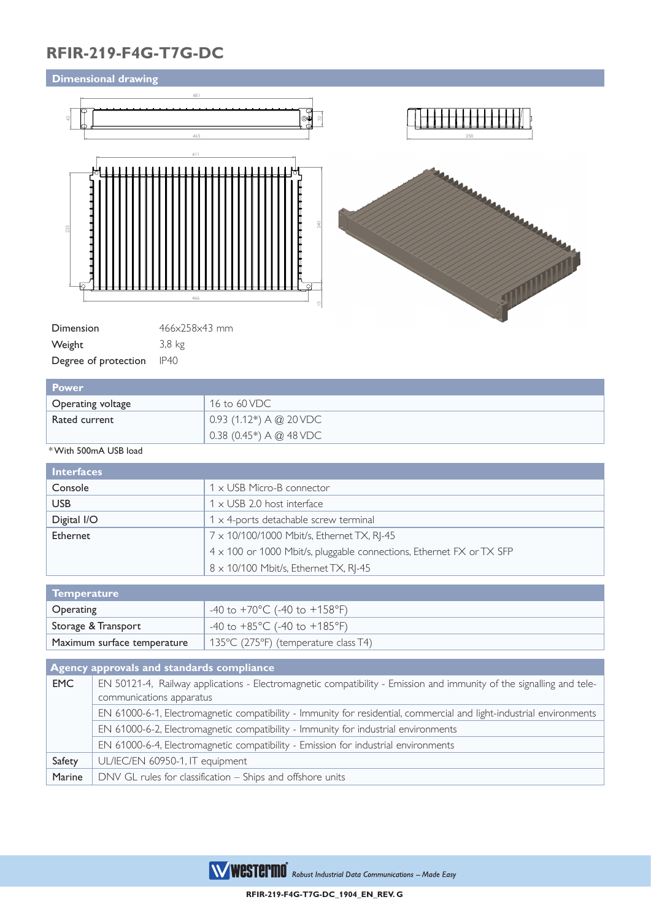# RFIR-219-F4G-T7G-DC

## Dimensional drawing

481
43
465
32
258
411
235
240
466
15

| | |
|---|---|
| Dimension | 466x258x43 mm |
| Weight | 3,8 kg |
| Degree of protection | IP40 |

| Power | |
|---|---|
| Operating voltage | 16 to 60 VDC |
| Rated current | 0.93 (1.12*) A @ 20 VDC |
| | 0.38 (0.45*) A @ 48 VDC |

*With 500mA USB load

| Interfaces | |
|---|---|
| Console | 1 × USB Micro-B connector |
| USB | 1 × USB 2.0 host interface |
| Digital I/O | 1 × 4-ports detachable screw terminal |
| Ethernet | 7 × 10/100/1000 Mbit/s, Ethernet TX, RJ-45 |
| | 4 × 100 or 1000 Mbit/s, pluggable connections, Ethernet FX or TX SFP |
| | 8 × 10/100 Mbit/s, Ethernet TX, RJ-45 |

| Temperature | |
|---|---|
| Operating | -40 to +70°C (-40 to +158°F) |
| Storage & Transport | -40 to +85°C (-40 to +185°F) |
| Maximum surface temperature | 135°C (275°F) (temperature class T4) |

| Agency approvals and standards compliance | |
|---|---|
| EMC | EN 50121-4, Railway applications - Electromagnetic compatibility - Emission and immunity of the signalling and telecommunications apparatus |
| | EN 61000-6-1, Electromagnetic compatibility - Immunity for residential, commercial and light-industrial environments |
| | EN 61000-6-2, Electromagnetic compatibility - Immunity for industrial environments |
| | EN 61000-6-4, Electromagnetic compatibility - Emission for industrial environments |
| Safety | UL/IEC/EN 60950-1, IT equipment |
| Marine | DNV GL rules for classification – Ships and offshore units |

Westermo *Robust Industrial Data Communications – Made Easy*

RFIR-219-F4G-T7G-DC_1904_EN_REV. G